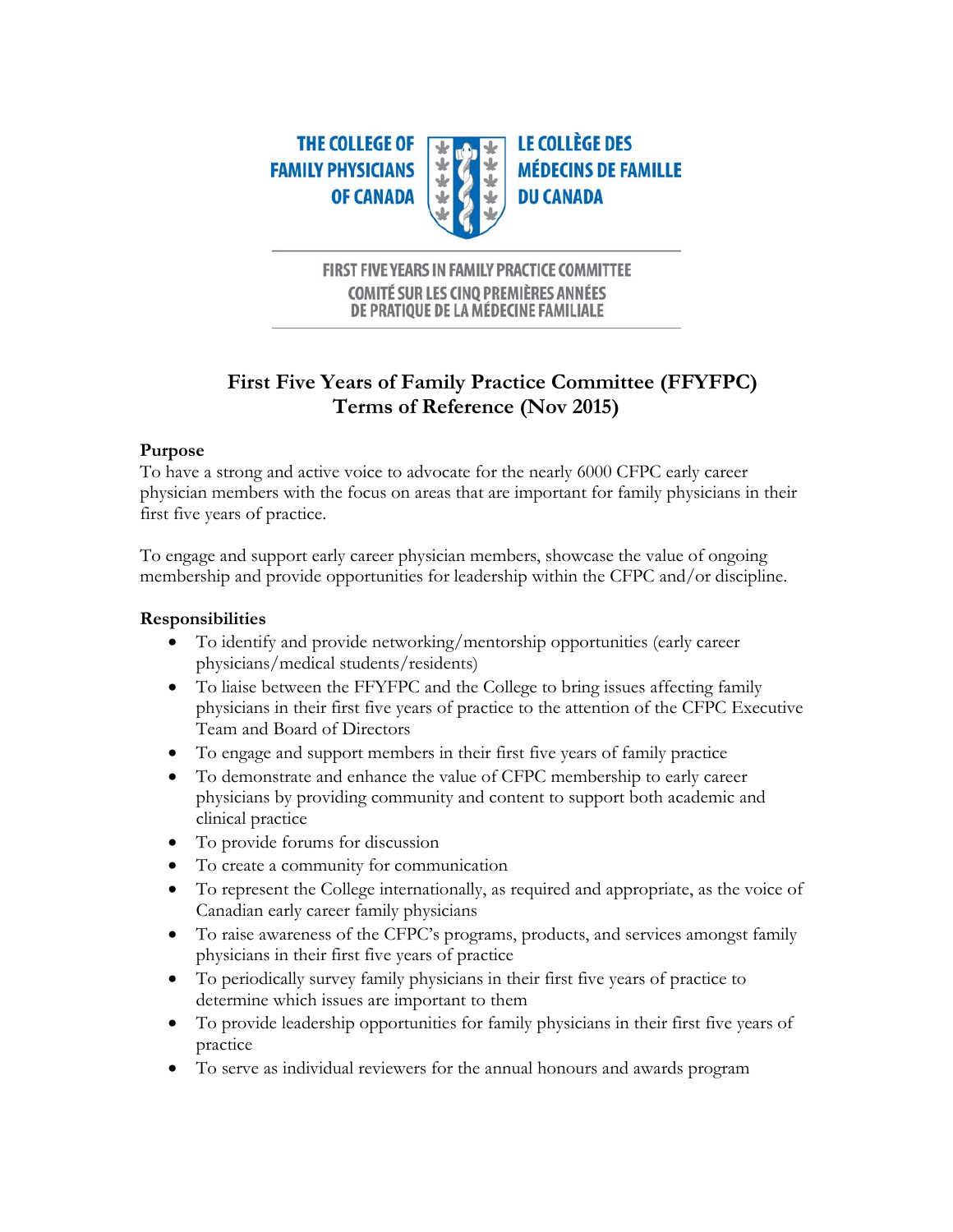THE COLLEGE OF FAMILY PHYSICIANS OF CANADA

LE COLLÈGE DES MÉDECINS DE FAMILLE DU CANADA

FIRST FIVE YEARS IN FAMILY PRACTICE COMMITTEE

COMITÉ SUR LES CINQ PREMIÈRES ANNÉES DE PRATIQUE DE LA MÉDECINE FAMILIALE

# First Five Years of Family Practice Committee (FFYFPC) Terms of Reference (Nov 2015)

**Purpose**

To have a strong and active voice to advocate for the nearly 6000 CFPC early career physician members with the focus on areas that are important for family physicians in their first five years of practice.

To engage and support early career physician members, showcase the value of ongoing membership and provide opportunities for leadership within the CFPC and/or discipline.

**Responsibilities**

- To identify and provide networking/mentorship opportunities (early career physicians/medical students/residents)
- To liaise between the FFYFPC and the College to bring issues affecting family physicians in their first five years of practice to the attention of the CFPC Executive Team and Board of Directors
- To engage and support members in their first five years of family practice
- To demonstrate and enhance the value of CFPC membership to early career physicians by providing community and content to support both academic and clinical practice
- To provide forums for discussion
- To create a community for communication
- To represent the College internationally, as required and appropriate, as the voice of Canadian early career family physicians
- To raise awareness of the CFPC's programs, products, and services amongst family physicians in their first five years of practice
- To periodically survey family physicians in their first five years of practice to determine which issues are important to them
- To provide leadership opportunities for family physicians in their first five years of practice
- To serve as individual reviewers for the annual honours and awards program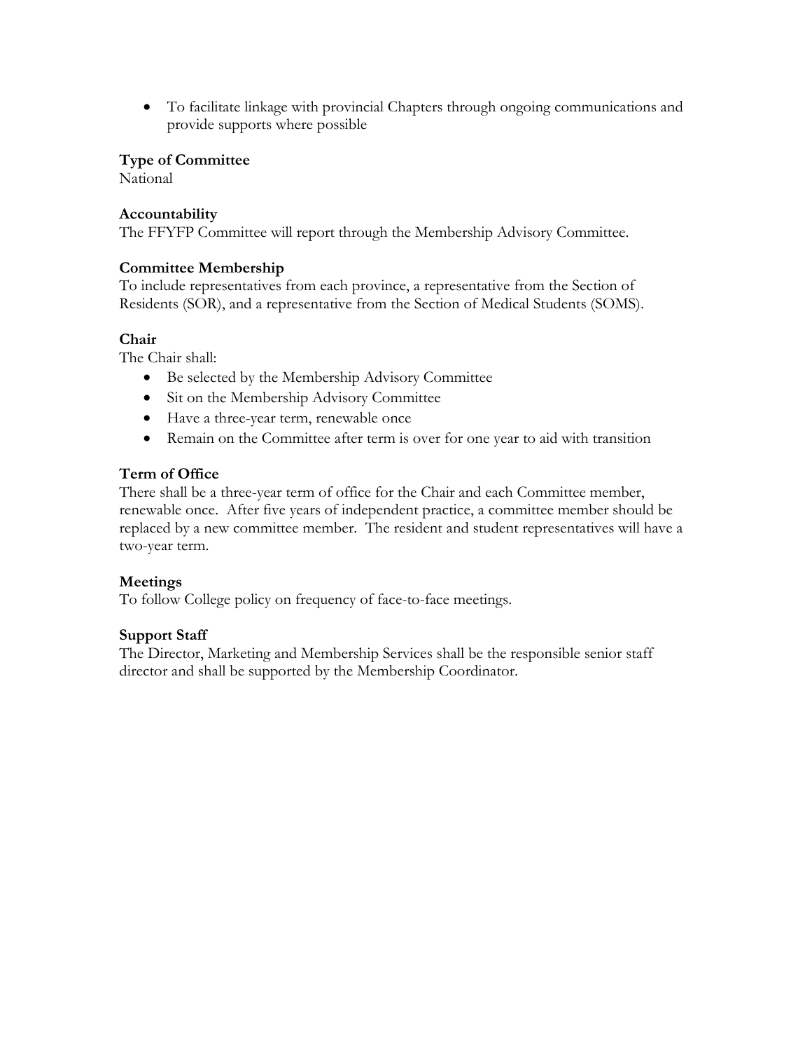- To facilitate linkage with provincial Chapters through ongoing communications and provide supports where possible

**Type of Committee**
National

**Accountability**
The FFYFP Committee will report through the Membership Advisory Committee.

**Committee Membership**
To include representatives from each province, a representative from the Section of Residents (SOR), and a representative from the Section of Medical Students (SOMS).

**Chair**
The Chair shall:

- Be selected by the Membership Advisory Committee
- Sit on the Membership Advisory Committee
- Have a three-year term, renewable once
- Remain on the Committee after term is over for one year to aid with transition

**Term of Office**
There shall be a three-year term of office for the Chair and each Committee member, renewable once. After five years of independent practice, a committee member should be replaced by a new committee member. The resident and student representatives will have a two-year term.

**Meetings**
To follow College policy on frequency of face-to-face meetings.

**Support Staff**
The Director, Marketing and Membership Services shall be the responsible senior staff director and shall be supported by the Membership Coordinator.